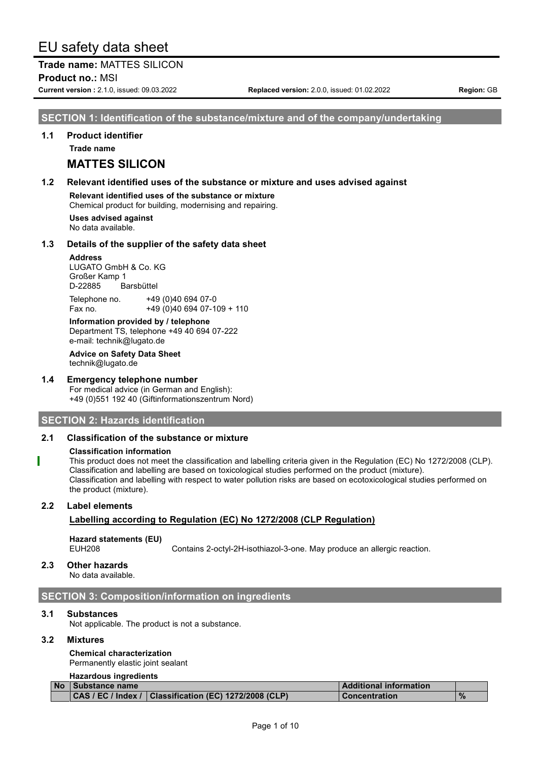# EU safety data sheet

**Trade name:** MATTES SILICON

**Product no.:** MSI

**Current version :** 2.1.0, issued: 09.03.2022 **Replaced version:** 2.0.0, issued: 01.02.2022 **Region:** GB

## SECTION 1: Identification of the substance/mixture and of the company/undertaking

### 1.1 Product identifier

**Trade name**

## MATTES SILICON

### 1.2 Relevant identified uses of the substance or mixture and uses advised against

**Relevant identified uses of the substance or mixture**
Chemical product for building, modernising and repairing.

**Uses advised against**
No data available.

### 1.3 Details of the supplier of the safety data sheet

**Address**
LUGATO GmbH & Co. KG
Großer Kamp 1
D-22885 Barsbüttel

Telephone no. +49 (0)40 694 07-0
Fax no. +49 (0)40 694 07-109 + 110

**Information provided by / telephone**
Department TS, telephone +49 40 694 07-222
e-mail: technik@lugato.de

**Advice on Safety Data Sheet**
technik@lugato.de

### 1.4 Emergency telephone number

For medical advice (in German and English):
+49 (0)551 192 40 (Giftinformationszentrum Nord)

## SECTION 2: Hazards identification

### 2.1 Classification of the substance or mixture

**Classification information**
This product does not meet the classification and labelling criteria given in the Regulation (EC) No 1272/2008 (CLP).
Classification and labelling are based on toxicological studies performed on the product (mixture).
Classification and labelling with respect to water pollution risks are based on ecotoxicological studies performed on the product (mixture).

### 2.2 Label elements

**Labelling according to Regulation (EC) No 1272/2008 (CLP Regulation)**

**Hazard statements (EU)**
EUH208 Contains 2-octyl-2H-isothiazol-3-one. May produce an allergic reaction.

### 2.3 Other hazards

No data available.

## SECTION 3: Composition/information on ingredients

### 3.1 Substances

Not applicable. The product is not a substance.

### 3.2 Mixtures

**Chemical characterization**
Permanently elastic joint sealant

**Hazardous ingredients**

| No | Substance name | | Additional information | |
|---|---|---|---|---|
| | CAS / EC / Index / | Classification (EC) 1272/2008 (CLP) | Concentration | % |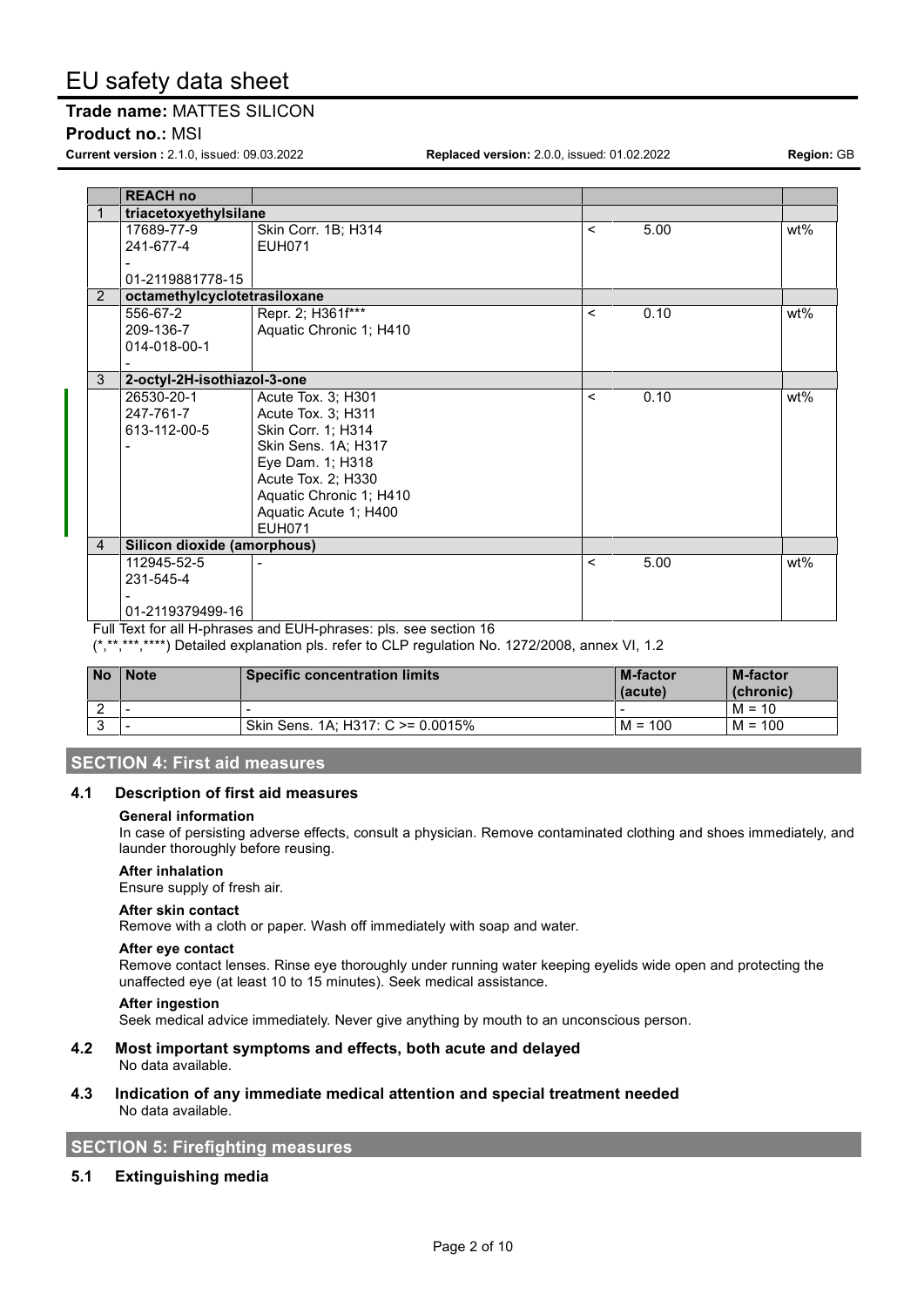| | REACH no | | | | |
|---|---|---|---|---|---|
| 1 | **triacetoxyethylsilane** | | | | |
| | 17689-77-9<br>241-677-4<br>-<br>01-2119881778-15 | Skin Corr. 1B; H314<br>EUH071 | < | 5.00 | wt% |
| 2 | **octamethylcyclotetrasiloxane** | | | | |
| | 556-67-2<br>209-136-7<br>014-018-00-1<br>- | Repr. 2; H361f***<br>Aquatic Chronic 1; H410 | < | 0.10 | wt% |
| 3 | **2-octyl-2H-isothiazol-3-one** | | | | |
| | 26530-20-1<br>247-761-7<br>613-112-00-5<br>- | Acute Tox. 3; H301<br>Acute Tox. 3; H311<br>Skin Corr. 1; H314<br>Skin Sens. 1A; H317<br>Eye Dam. 1; H318<br>Acute Tox. 2; H330<br>Aquatic Chronic 1; H410<br>Aquatic Acute 1; H400<br>EUH071 | < | 0.10 | wt% |
| 4 | **Silicon dioxide (amorphous)** | | | | |
| | 112945-52-5<br>231-545-4<br>-<br>01-2119379499-16 | - | < | 5.00 | wt% |

Full Text for all H-phrases and EUH-phrases: pls. see section 16

(*,**,***,****) Detailed explanation pls. refer to CLP regulation No. 1272/2008, annex VI, 1.2

| No | Note | Specific concentration limits | M-factor (acute) | M-factor (chronic) |
|---|---|---|---|---|
| 2 | - | - | - | M = 10 |
| 3 | - | Skin Sens. 1A; H317: C >= 0.0015% | M = 100 | M = 100 |

## SECTION 4: First aid measures

### 4.1 Description of first aid measures

**General information**

In case of persisting adverse effects, consult a physician. Remove contaminated clothing and shoes immediately, and launder thoroughly before reusing.

**After inhalation**

Ensure supply of fresh air.

**After skin contact**

Remove with a cloth or paper. Wash off immediately with soap and water.

**After eye contact**

Remove contact lenses. Rinse eye thoroughly under running water keeping eyelids wide open and protecting the unaffected eye (at least 10 to 15 minutes). Seek medical assistance.

**After ingestion**

Seek medical advice immediately. Never give anything by mouth to an unconscious person.

### 4.2 Most important symptoms and effects, both acute and delayed

No data available.

### 4.3 Indication of any immediate medical attention and special treatment needed

No data available.

## SECTION 5: Firefighting measures

### 5.1 Extinguishing media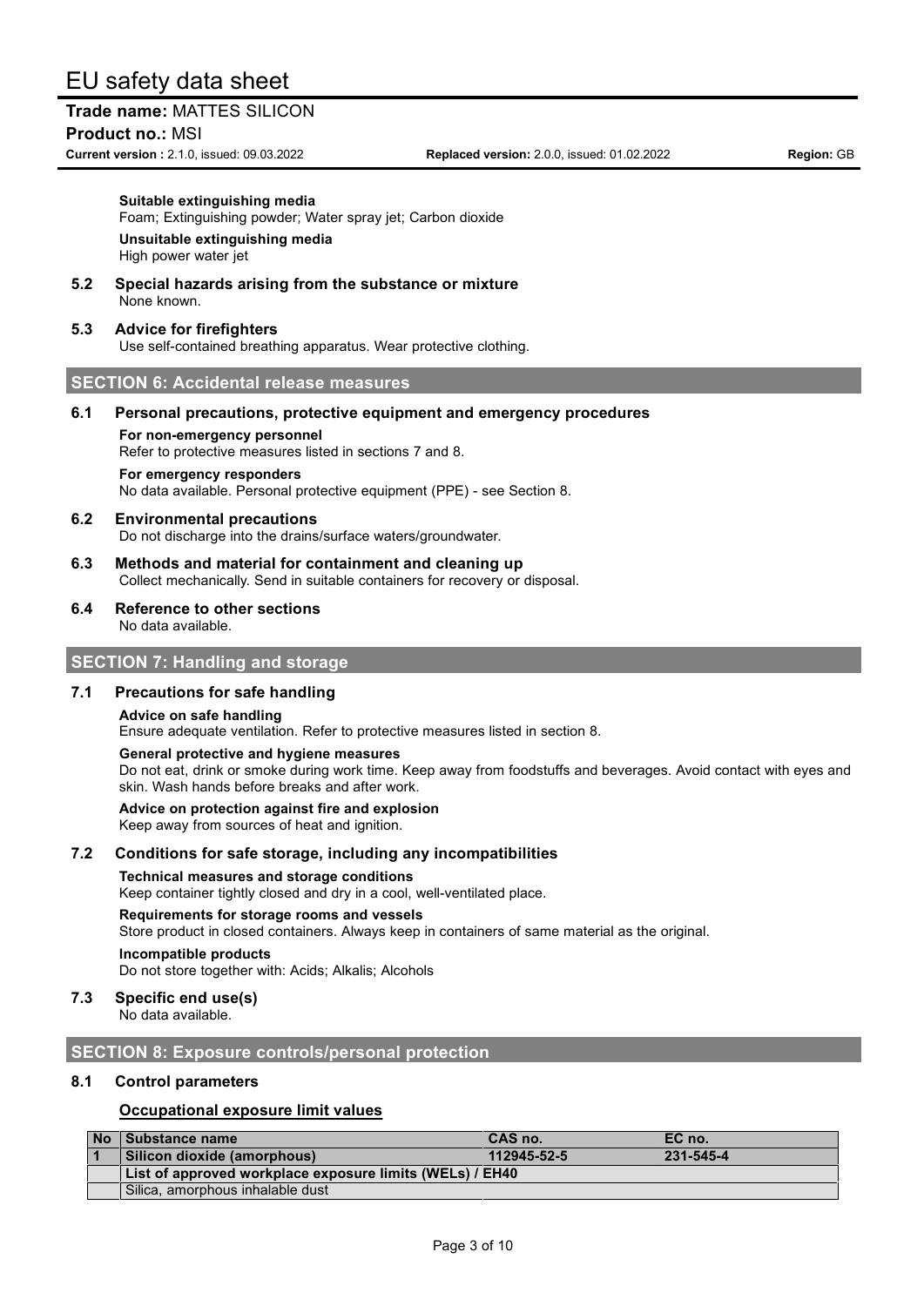**Suitable extinguishing media**

Foam; Extinguishing powder; Water spray jet; Carbon dioxide

**Unsuitable extinguishing media**

High power water jet

### 5.2 Special hazards arising from the substance or mixture

None known.

### 5.3 Advice for firefighters

Use self-contained breathing apparatus. Wear protective clothing.

## SECTION 6: Accidental release measures

### 6.1 Personal precautions, protective equipment and emergency procedures

**For non-emergency personnel**

Refer to protective measures listed in sections 7 and 8.

**For emergency responders**

No data available. Personal protective equipment (PPE) - see Section 8.

### 6.2 Environmental precautions

Do not discharge into the drains/surface waters/groundwater.

### 6.3 Methods and material for containment and cleaning up

Collect mechanically. Send in suitable containers for recovery or disposal.

### 6.4 Reference to other sections

No data available.

## SECTION 7: Handling and storage

### 7.1 Precautions for safe handling

**Advice on safe handling**

Ensure adequate ventilation. Refer to protective measures listed in section 8.

**General protective and hygiene measures**

Do not eat, drink or smoke during work time. Keep away from foodstuffs and beverages. Avoid contact with eyes and skin. Wash hands before breaks and after work.

**Advice on protection against fire and explosion**

Keep away from sources of heat and ignition.

### 7.2 Conditions for safe storage, including any incompatibilities

**Technical measures and storage conditions**

Keep container tightly closed and dry in a cool, well-ventilated place.

**Requirements for storage rooms and vessels**

Store product in closed containers. Always keep in containers of same material as the original.

**Incompatible products**

Do not store together with: Acids; Alkalis; Alcohols

### 7.3 Specific end use(s)

No data available.

## SECTION 8: Exposure controls/personal protection

### 8.1 Control parameters

**Occupational exposure limit values**

| No | Substance name | CAS no. | EC no. |
|---|---|---|---|
| 1 | **Silicon dioxide (amorphous)** | **112945-52-5** | **231-545-4** |
| | **List of approved workplace exposure limits (WELs) / EH40** | | |
| | Silica, amorphous inhalable dust | | |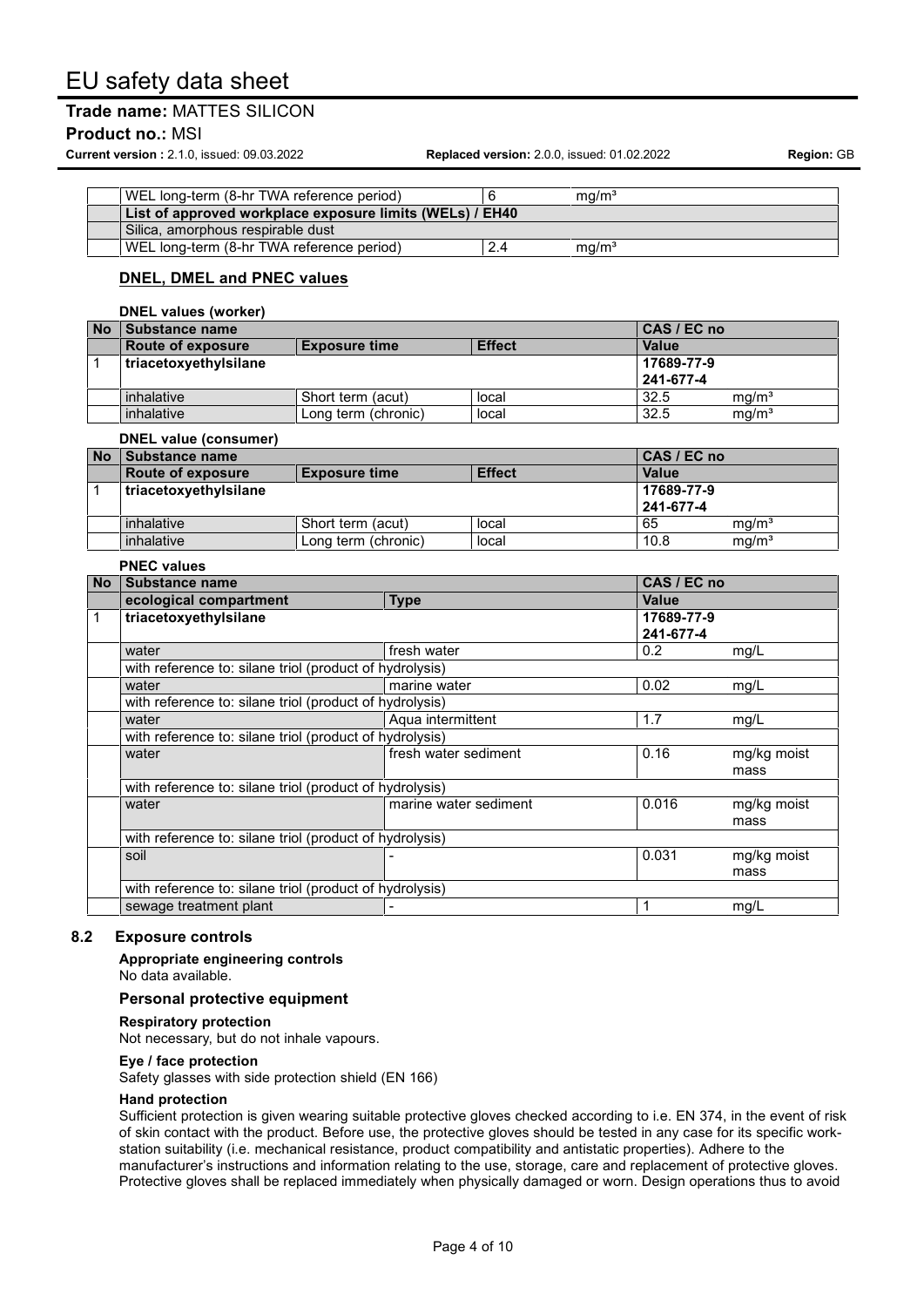| | | | |
|---|---|---|---|
| | WEL long-term (8-hr TWA reference period) | 6 | mg/m³ |
| | **List of approved workplace exposure limits (WELs) / EH40** | | |
| | Silica, amorphous respirable dust | | |
| | WEL long-term (8-hr TWA reference period) | 2.4 | mg/m³ |

### DNEL, DMEL and PNEC values

**DNEL values (worker)**

| No | Substance name | | | CAS / EC no | |
|---|---|---|---|---|---|
| | **Route of exposure** | **Exposure time** | **Effect** | **Value** | |
| 1 | **triacetoxyethylsilane** | | | **17689-77-9** **241-677-4** | |
| | inhalative | Short term (acut) | local | 32.5 | mg/m³ |
| | inhalative | Long term (chronic) | local | 32.5 | mg/m³ |

**DNEL value (consumer)**

| No | Substance name | | | CAS / EC no | |
|---|---|---|---|---|---|
| | **Route of exposure** | **Exposure time** | **Effect** | **Value** | |
| 1 | **triacetoxyethylsilane** | | | **17689-77-9** **241-677-4** | |
| | inhalative | Short term (acut) | local | 65 | mg/m³ |
| | inhalative | Long term (chronic) | local | 10.8 | mg/m³ |

**PNEC values**

| No | Substance name | | CAS / EC no | |
|---|---|---|---|---|
| | **ecological compartment** | **Type** | **Value** | |
| 1 | **triacetoxyethylsilane** | | **17689-77-9** **241-677-4** | |
| | water | fresh water | 0.2 | mg/L |
| | with reference to: silane triol (product of hydrolysis) | | | |
| | water | marine water | 0.02 | mg/L |
| | with reference to: silane triol (product of hydrolysis) | | | |
| | water | Aqua intermittent | 1.7 | mg/L |
| | with reference to: silane triol (product of hydrolysis) | | | |
| | water | fresh water sediment | 0.16 | mg/kg moist mass |
| | with reference to: silane triol (product of hydrolysis) | | | |
| | water | marine water sediment | 0.016 | mg/kg moist mass |
| | with reference to: silane triol (product of hydrolysis) | | | |
| | soil | - | 0.031 | mg/kg moist mass |
| | with reference to: silane triol (product of hydrolysis) | | | |
| | sewage treatment plant | - | 1 | mg/L |

## 8.2 Exposure controls

**Appropriate engineering controls**

No data available.

### Personal protective equipment

**Respiratory protection**

Not necessary, but do not inhale vapours.

**Eye / face protection**

Safety glasses with side protection shield (EN 166)

**Hand protection**

Sufficient protection is given wearing suitable protective gloves checked according to i.e. EN 374, in the event of risk of skin contact with the product. Before use, the protective gloves should be tested in any case for its specific work-station suitability (i.e. mechanical resistance, product compatibility and antistatic properties). Adhere to the manufacturer's instructions and information relating to the use, storage, care and replacement of protective gloves. Protective gloves shall be replaced immediately when physically damaged or worn. Design operations thus to avoid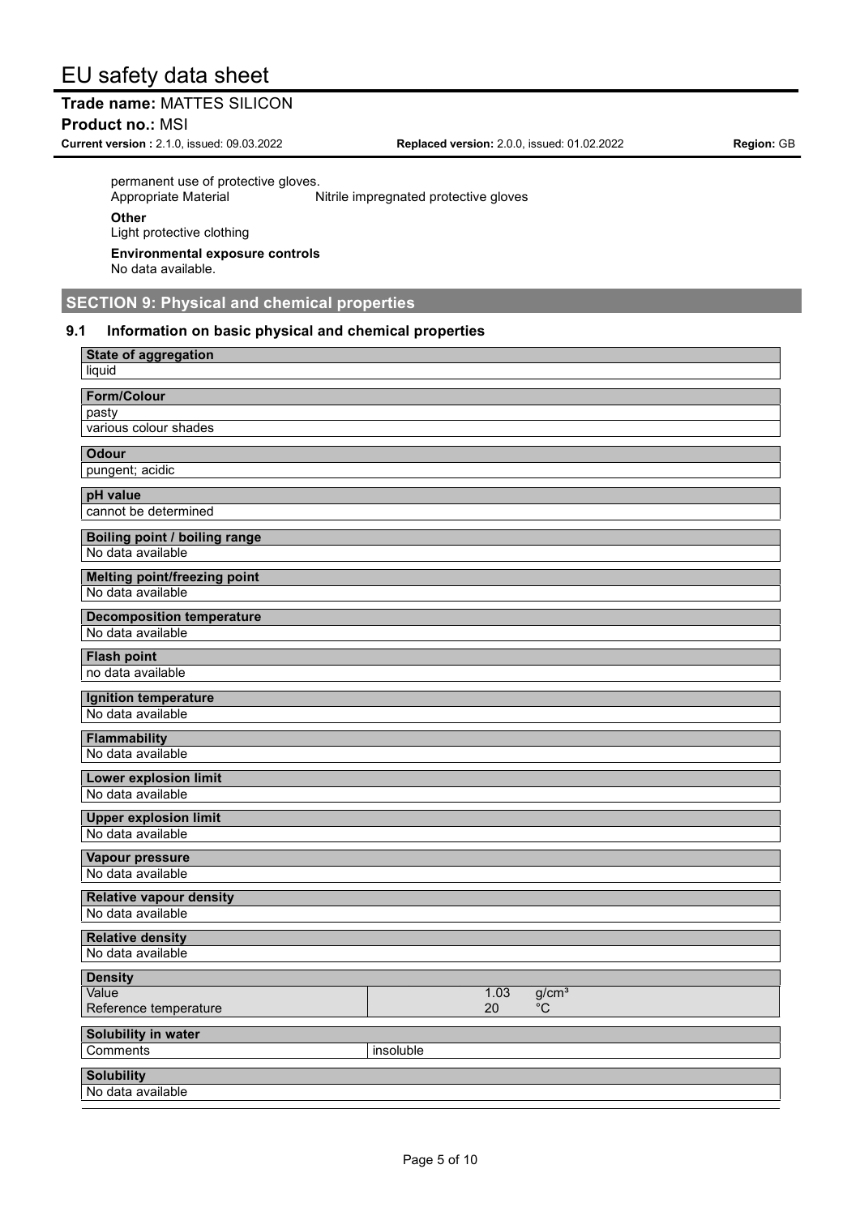permanent use of protective gloves.

Appropriate Material    Nitrile impregnated protective gloves

**Other**

Light protective clothing

**Environmental exposure controls**

No data available.

## SECTION 9: Physical and chemical properties

### 9.1 Information on basic physical and chemical properties

**State of aggregation**

liquid

**Form/Colour**

pasty

various colour shades

**Odour**

pungent; acidic

**pH value**

cannot be determined

**Boiling point / boiling range**

No data available

**Melting point/freezing point**

No data available

**Decomposition temperature**

No data available

**Flash point**

no data available

**Ignition temperature**

No data available

**Flammability**

No data available

**Lower explosion limit**

No data available

**Upper explosion limit**

No data available

**Vapour pressure**

No data available

**Relative vapour density**

No data available

**Relative density**

No data available

**Density**

| | | |
|---|---|---|
| Value | 1.03 | g/cm³ |
| Reference temperature | 20 | °C |

**Solubility in water**

| | |
|---|---|
| Comments | insoluble |

**Solubility**

No data available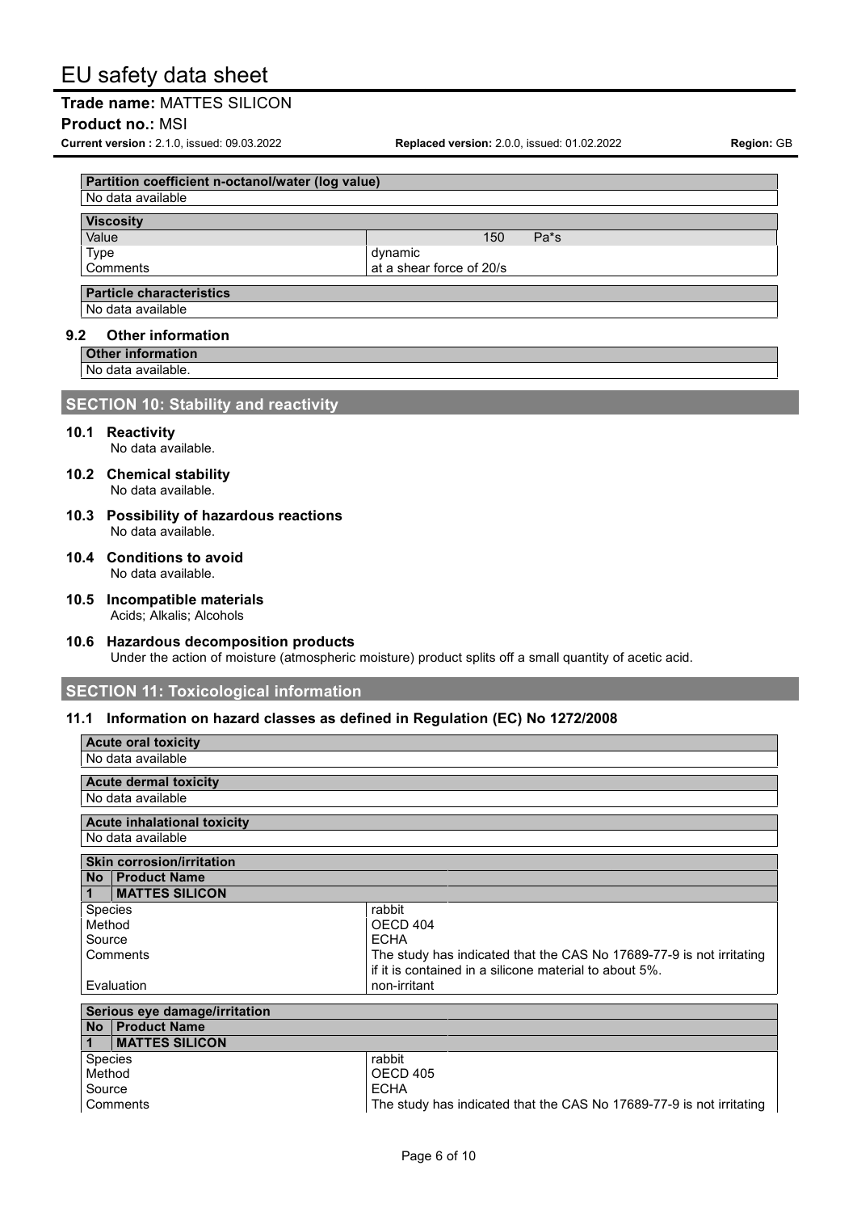| Partition coefficient n-octanol/water (log value) |
| --- |
| No data available |

| Viscosity | |
| --- | --- |
| Value | 150 Pa*s |
| Type | dynamic |
| Comments | at a shear force of 20/s |

| Particle characteristics |
| --- |
| No data available |

### 9.2 Other information

| Other information |
| --- |
| No data available. |

## SECTION 10: Stability and reactivity

### 10.1 Reactivity

No data available.

### 10.2 Chemical stability

No data available.

### 10.3 Possibility of hazardous reactions

No data available.

### 10.4 Conditions to avoid

No data available.

### 10.5 Incompatible materials

Acids; Alkalis; Alcohols

### 10.6 Hazardous decomposition products

Under the action of moisture (atmospheric moisture) product splits off a small quantity of acetic acid.

## SECTION 11: Toxicological information

### 11.1 Information on hazard classes as defined in Regulation (EC) No 1272/2008

| Acute oral toxicity |
| --- |
| No data available |

| Acute dermal toxicity |
| --- |
| No data available |

| Acute inhalational toxicity |
| --- |
| No data available |

| Skin corrosion/irritation | |
| --- | --- |
| **No** | **Product Name** |
| **1** | **MATTES SILICON** |
| Species | rabbit |
| Method | OECD 404 |
| Source | ECHA |
| Comments | The study has indicated that the CAS No 17689-77-9 is not irritating if it is contained in a silicone material to about 5%. |
| Evaluation | non-irritant |

| Serious eye damage/irritation | |
| --- | --- |
| **No** | **Product Name** |
| **1** | **MATTES SILICON** |
| Species | rabbit |
| Method | OECD 405 |
| Source | ECHA |
| Comments | The study has indicated that the CAS No 17689-77-9 is not irritating |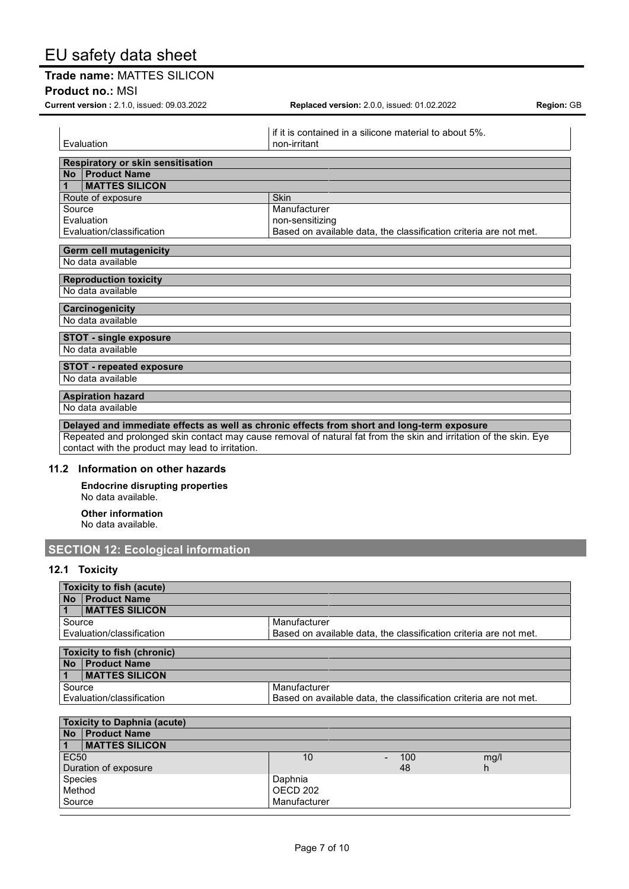| | |
|---|---|
| | if it is contained in a silicone material to about 5%. |
| Evaluation | non-irritant |

| **Respiratory or skin sensitisation** | |
|---|---|
| **No** **Product Name** | |
| **1** **MATTES SILICON** | |
| Route of exposure | Skin |
| Source | Manufacturer |
| Evaluation | non-sensitizing |
| Evaluation/classification | Based on available data, the classification criteria are not met. |

**Germ cell mutagenicity**

No data available

**Reproduction toxicity**

No data available

**Carcinogenicity**

No data available

**STOT - single exposure**

No data available

**STOT - repeated exposure**

No data available

**Aspiration hazard**

No data available

**Delayed and immediate effects as well as chronic effects from short and long-term exposure**

Repeated and prolonged skin contact may cause removal of natural fat from the skin and irritation of the skin. Eye contact with the product may lead to irritation.

### 11.2 Information on other hazards

**Endocrine disrupting properties**

No data available.

**Other information**

No data available.

## SECTION 12: Ecological information

### 12.1 Toxicity

| **Toxicity to fish (acute)** | |
|---|---|
| **No** **Product Name** | |
| **1** **MATTES SILICON** | |
| Source | Manufacturer |
| Evaluation/classification | Based on available data, the classification criteria are not met. |

| **Toxicity to fish (chronic)** | |
|---|---|
| **No** **Product Name** | |
| **1** **MATTES SILICON** | |
| Source | Manufacturer |
| Evaluation/classification | Based on available data, the classification criteria are not met. |

| **Toxicity to Daphnia (acute)** | | | | |
|---|---|---|---|---|
| **No** **Product Name** | | | | |
| **1** **MATTES SILICON** | | | | |
| EC50 | 10 | - | 100 | mg/l |
| Duration of exposure | | | 48 | h |
| Species | Daphnia | | | |
| Method | OECD 202 | | | |
| Source | Manufacturer | | | |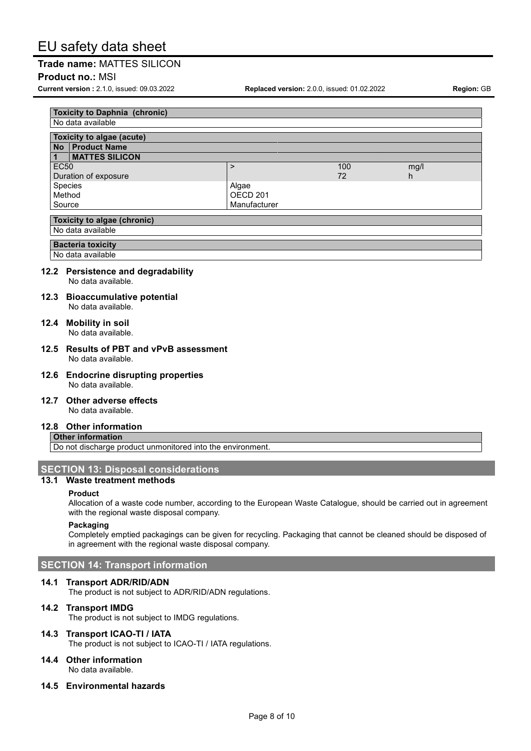| Toxicity to Daphnia (chronic) | | | |
|---|---|---|---|
| No data available | | | |

| Toxicity to algae (acute) | | | |
|---|---|---|---|
| **No** **Product Name** | | | |
| **1** **MATTES SILICON** | | | |
| EC50 | > | 100 | mg/l |
| Duration of exposure | | 72 | h |
| Species | Algae | | |
| Method | OECD 201 | | |
| Source | Manufacturer | | |

| Toxicity to algae (chronic) |
|---|
| No data available |

| Bacteria toxicity |
|---|
| No data available |

### 12.2 Persistence and degradability

No data available.

### 12.3 Bioaccumulative potential

No data available.

### 12.4 Mobility in soil

No data available.

### 12.5 Results of PBT and vPvB assessment

No data available.

### 12.6 Endocrine disrupting properties

No data available.

### 12.7 Other adverse effects

No data available.

### 12.8 Other information

| Other information |
|---|
| Do not discharge product unmonitored into the environment. |

## SECTION 13: Disposal considerations

### 13.1 Waste treatment methods

**Product**

Allocation of a waste code number, according to the European Waste Catalogue, should be carried out in agreement with the regional waste disposal company.

**Packaging**

Completely emptied packagings can be given for recycling. Packaging that cannot be cleaned should be disposed of in agreement with the regional waste disposal company.

## SECTION 14: Transport information

### 14.1 Transport ADR/RID/ADN

The product is not subject to ADR/RID/ADN regulations.

### 14.2 Transport IMDG

The product is not subject to IMDG regulations.

### 14.3 Transport ICAO-TI / IATA

The product is not subject to ICAO-TI / IATA regulations.

### 14.4 Other information

No data available.

### 14.5 Environmental hazards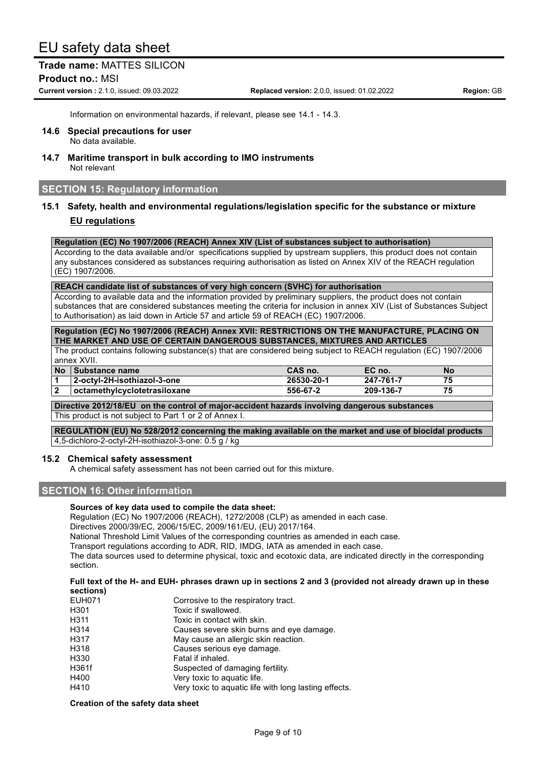Information on environmental hazards, if relevant, please see 14.1 - 14.3.

### 14.6 Special precautions for user

No data available.

### 14.7 Maritime transport in bulk according to IMO instruments

Not relevant

## SECTION 15: Regulatory information

### 15.1 Safety, health and environmental regulations/legislation specific for the substance or mixture

**EU regulations**

**Regulation (EC) No 1907/2006 (REACH) Annex XIV (List of substances subject to authorisation)**

According to the data available and/or specifications supplied by upstream suppliers, this product does not contain any substances considered as substances requiring authorisation as listed on Annex XIV of the REACH regulation (EC) 1907/2006.

**REACH candidate list of substances of very high concern (SVHC) for authorisation**

According to available data and the information provided by preliminary suppliers, the product does not contain substances that are considered substances meeting the criteria for inclusion in annex XIV (List of Substances Subject to Authorisation) as laid down in Article 57 and article 59 of REACH (EC) 1907/2006.

**Regulation (EC) No 1907/2006 (REACH) Annex XVII: RESTRICTIONS ON THE MANUFACTURE, PLACING ON THE MARKET AND USE OF CERTAIN DANGEROUS SUBSTANCES, MIXTURES AND ARTICLES**

The product contains following substance(s) that are considered being subject to REACH regulation (EC) 1907/2006 annex XVII.

| No | Substance name | CAS no. | EC no. | No |
|---|---|---|---|---|
| 1 | 2-octyl-2H-isothiazol-3-one | 26530-20-1 | 247-761-7 | 75 |
| 2 | octamethylcyclotetrasiloxane | 556-67-2 | 209-136-7 | 75 |

**Directive 2012/18/EU on the control of major-accident hazards involving dangerous substances**

This product is not subject to Part 1 or 2 of Annex I.

**REGULATION (EU) No 528/2012 concerning the making available on the market and use of biocidal products**

4,5-dichloro-2-octyl-2H-isothiazol-3-one: 0.5 g / kg

### 15.2 Chemical safety assessment

A chemical safety assessment has not been carried out for this mixture.

## SECTION 16: Other information

**Sources of key data used to compile the data sheet:**

Regulation (EC) No 1907/2006 (REACH), 1272/2008 (CLP) as amended in each case.
Directives 2000/39/EC, 2006/15/EC, 2009/161/EU, (EU) 2017/164.
National Threshold Limit Values of the corresponding countries as amended in each case.
Transport regulations according to ADR, RID, IMDG, IATA as amended in each case.
The data sources used to determine physical, toxic and ecotoxic data, are indicated directly in the corresponding section.

**Full text of the H- and EUH- phrases drawn up in sections 2 and 3 (provided not already drawn up in these sections)**

| | |
|---|---|
| EUH071 | Corrosive to the respiratory tract. |
| H301 | Toxic if swallowed. |
| H311 | Toxic in contact with skin. |
| H314 | Causes severe skin burns and eye damage. |
| H317 | May cause an allergic skin reaction. |
| H318 | Causes serious eye damage. |
| H330 | Fatal if inhaled. |
| H361f | Suspected of damaging fertility. |
| H400 | Very toxic to aquatic life. |
| H410 | Very toxic to aquatic life with long lasting effects. |

**Creation of the safety data sheet**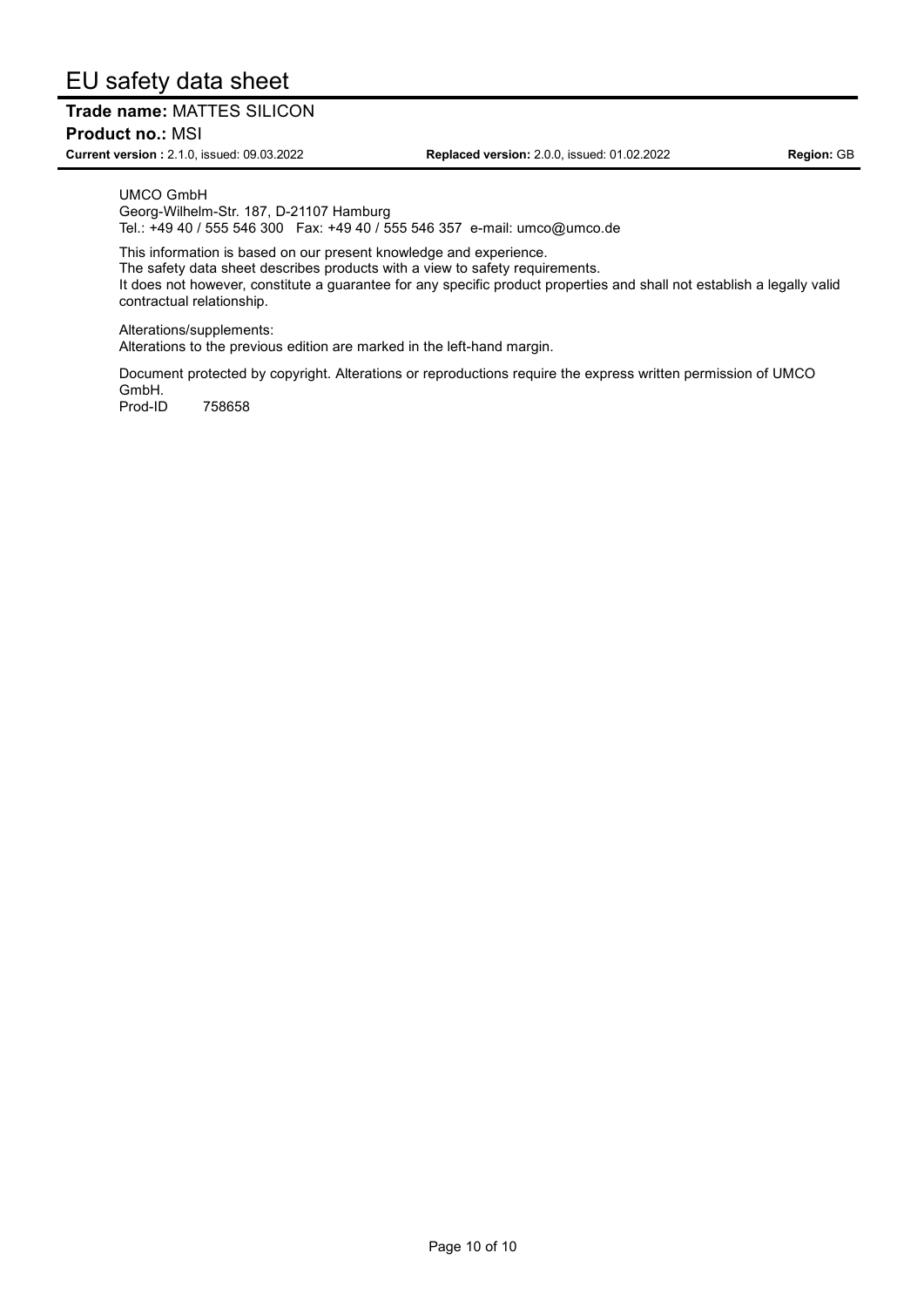UMCO GmbH
Georg-Wilhelm-Str. 187, D-21107 Hamburg
Tel.: +49 40 / 555 546 300 Fax: +49 40 / 555 546 357 e-mail: umco@umco.de

This information is based on our present knowledge and experience.
The safety data sheet describes products with a view to safety requirements.
It does not however, constitute a guarantee for any specific product properties and shall not establish a legally valid contractual relationship.

Alterations/supplements:
Alterations to the previous edition are marked in the left-hand margin.

Document protected by copyright. Alterations or reproductions require the express written permission of UMCO GmbH.
Prod-ID 758658